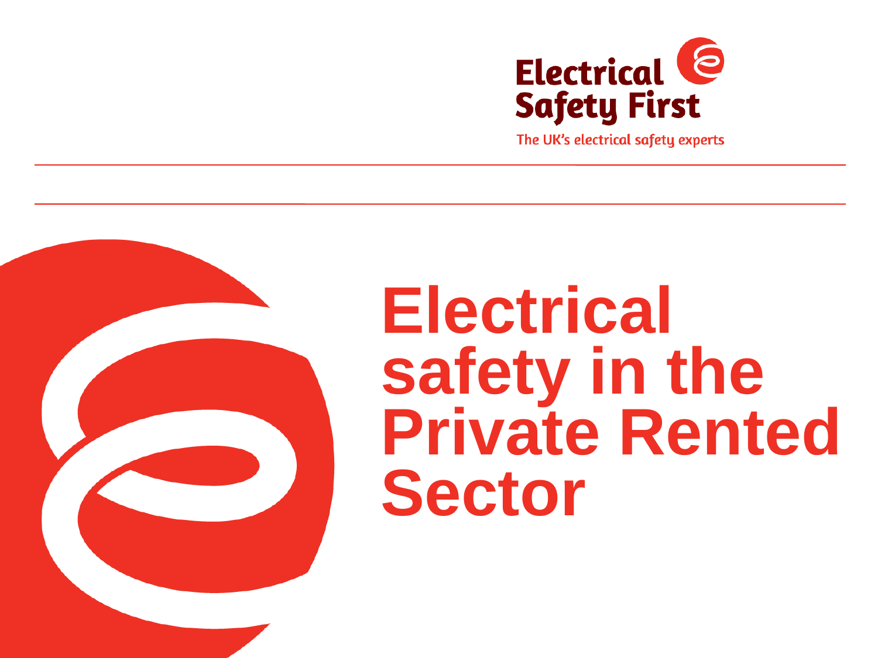Electrical Safety First

The UK's electrical safety experts

# Electrical safety in the Private Rented Sector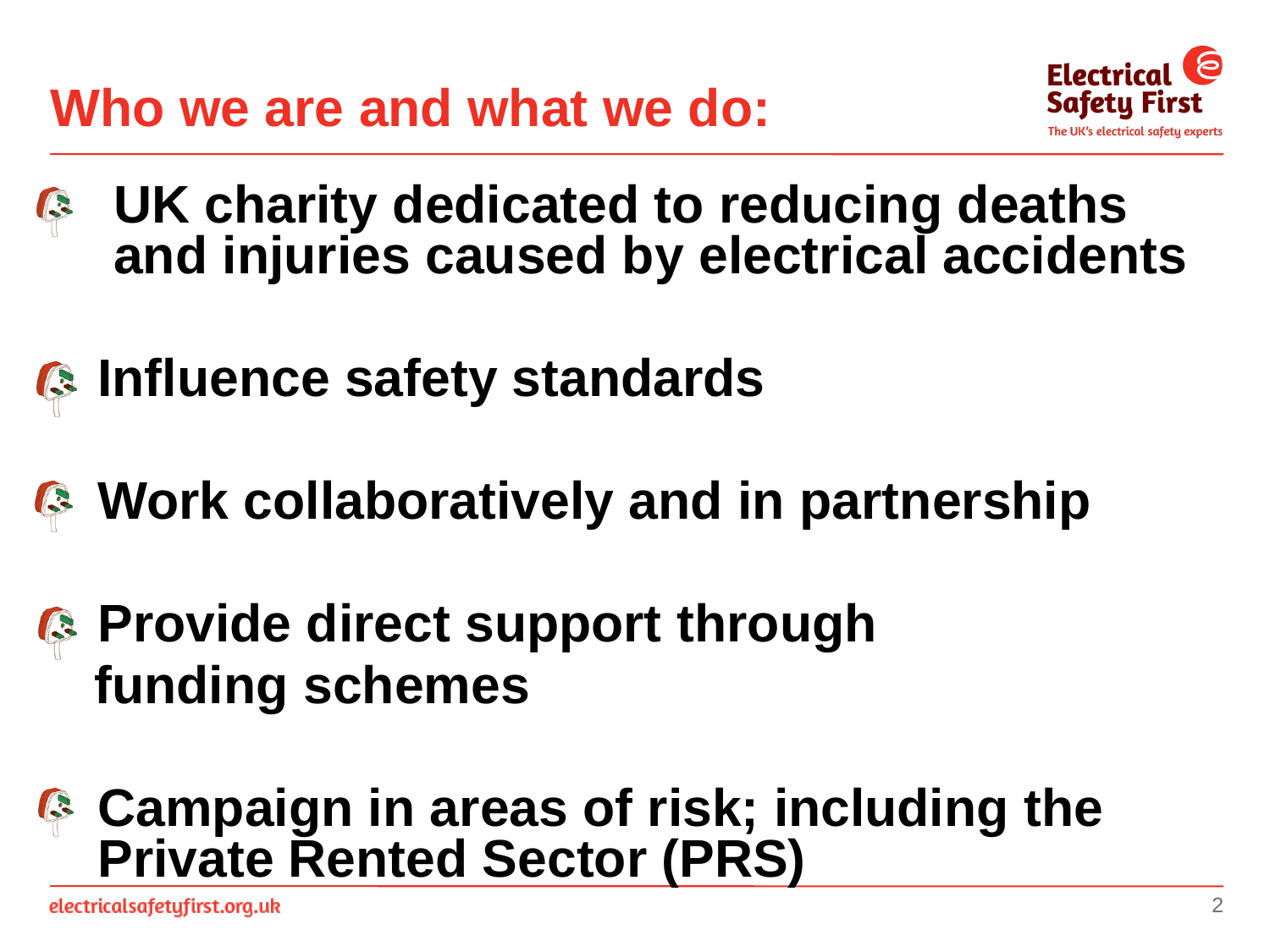# Who we are and what we do:

- **UK charity dedicated to reducing deaths and injuries caused by electrical accidents**
- **Influence safety standards**
- **Work collaboratively and in partnership**
- **Provide direct support through funding schemes**
- **Campaign in areas of risk; including the Private Rented Sector (PRS)**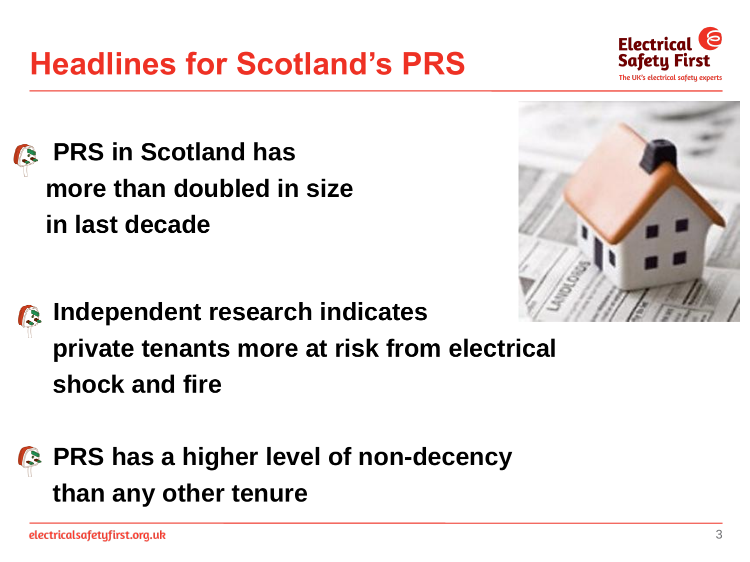# Headlines for Scotland's PRS

- **PRS in Scotland has more than doubled in size in last decade**
- **Independent research indicates private tenants more at risk from electrical shock and fire**
- **PRS has a higher level of non-decency than any other tenure**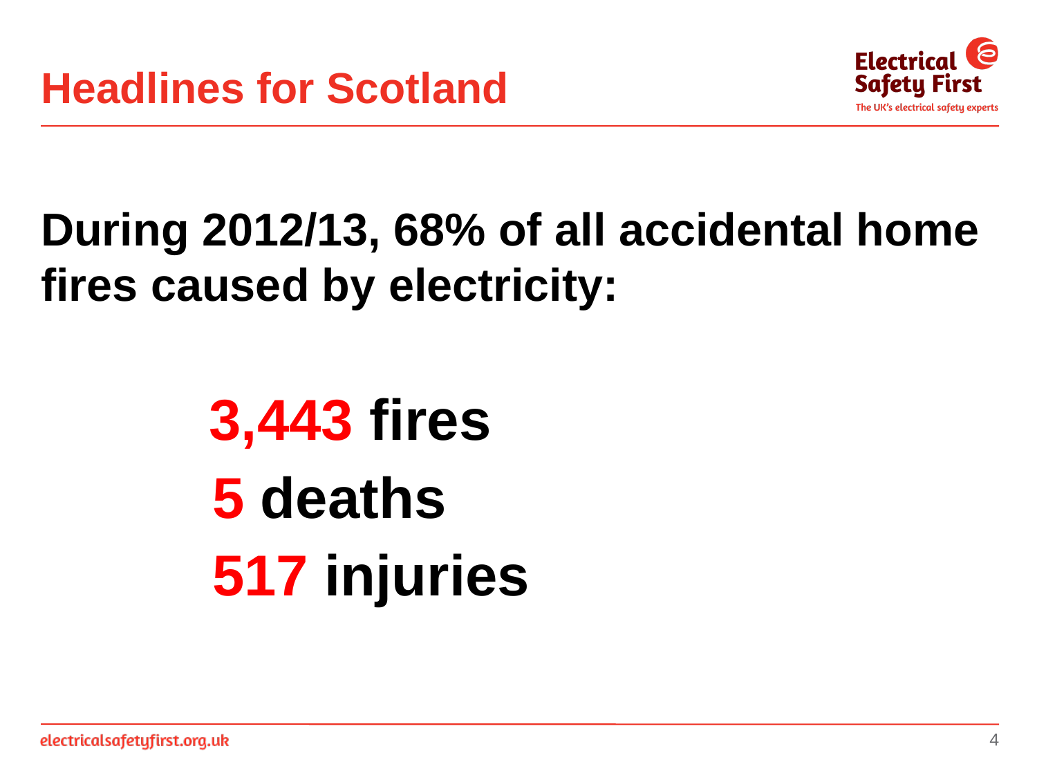# Headlines for Scotland

**During 2012/13, 68% of all accidental home fires caused by electricity:**

**3,443 fires**

**5 deaths**

**517 injuries**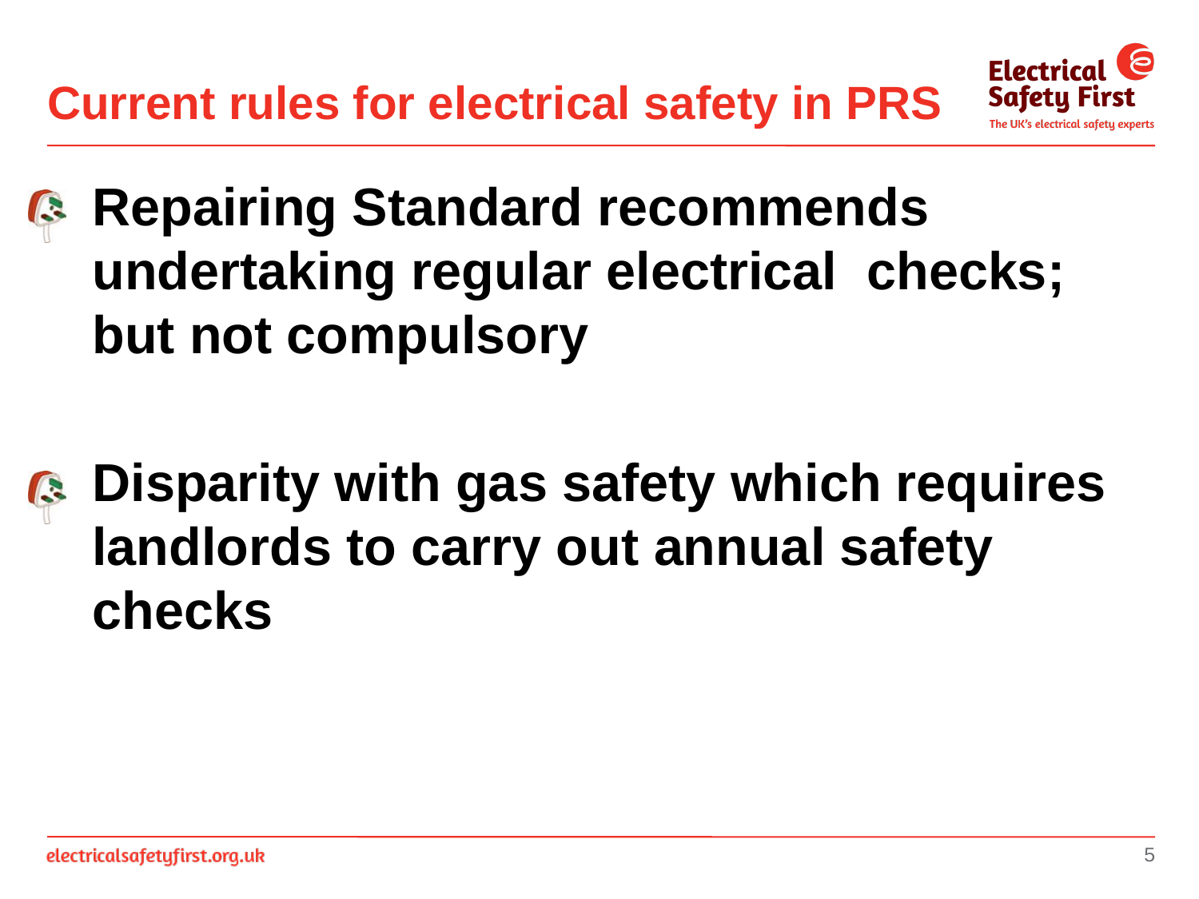# Current rules for electrical safety in PRS

- **Repairing Standard recommends undertaking regular electrical checks; but not compulsory**

- **Disparity with gas safety which requires landlords to carry out annual safety checks**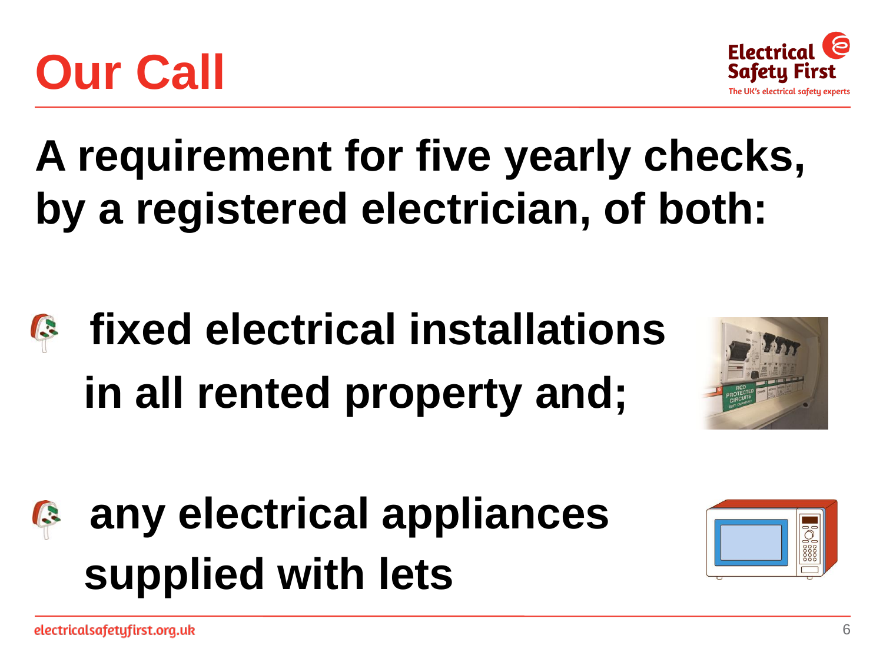# Our Call

**A requirement for five yearly checks, by a registered electrician, of both:**

- **fixed electrical installations in all rented property and;**
- **any electrical appliances supplied with lets**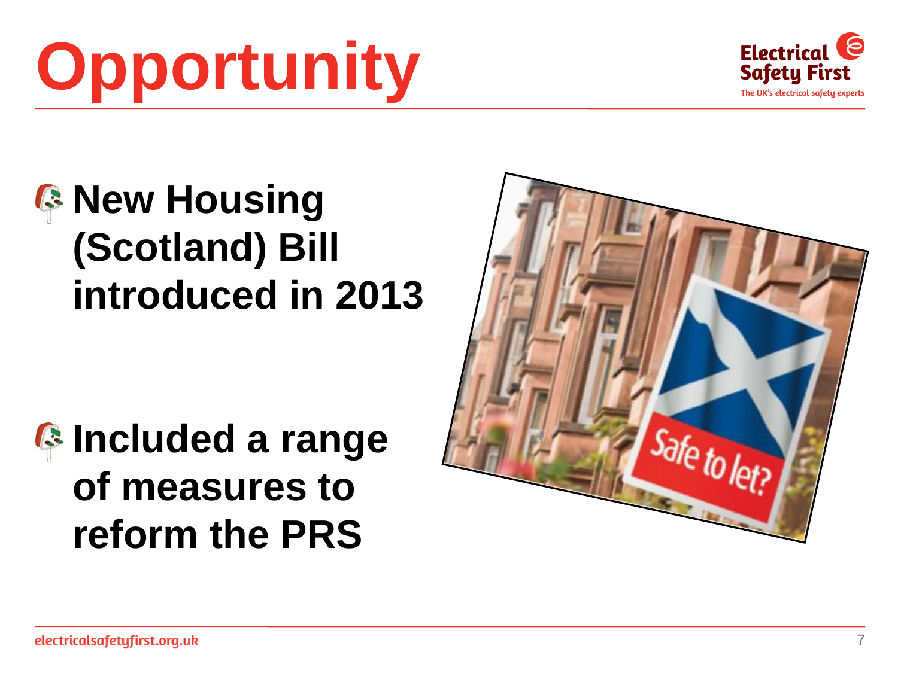# Opportunity

- **New Housing (Scotland) Bill introduced in 2013**

- **Included a range of measures to reform the PRS**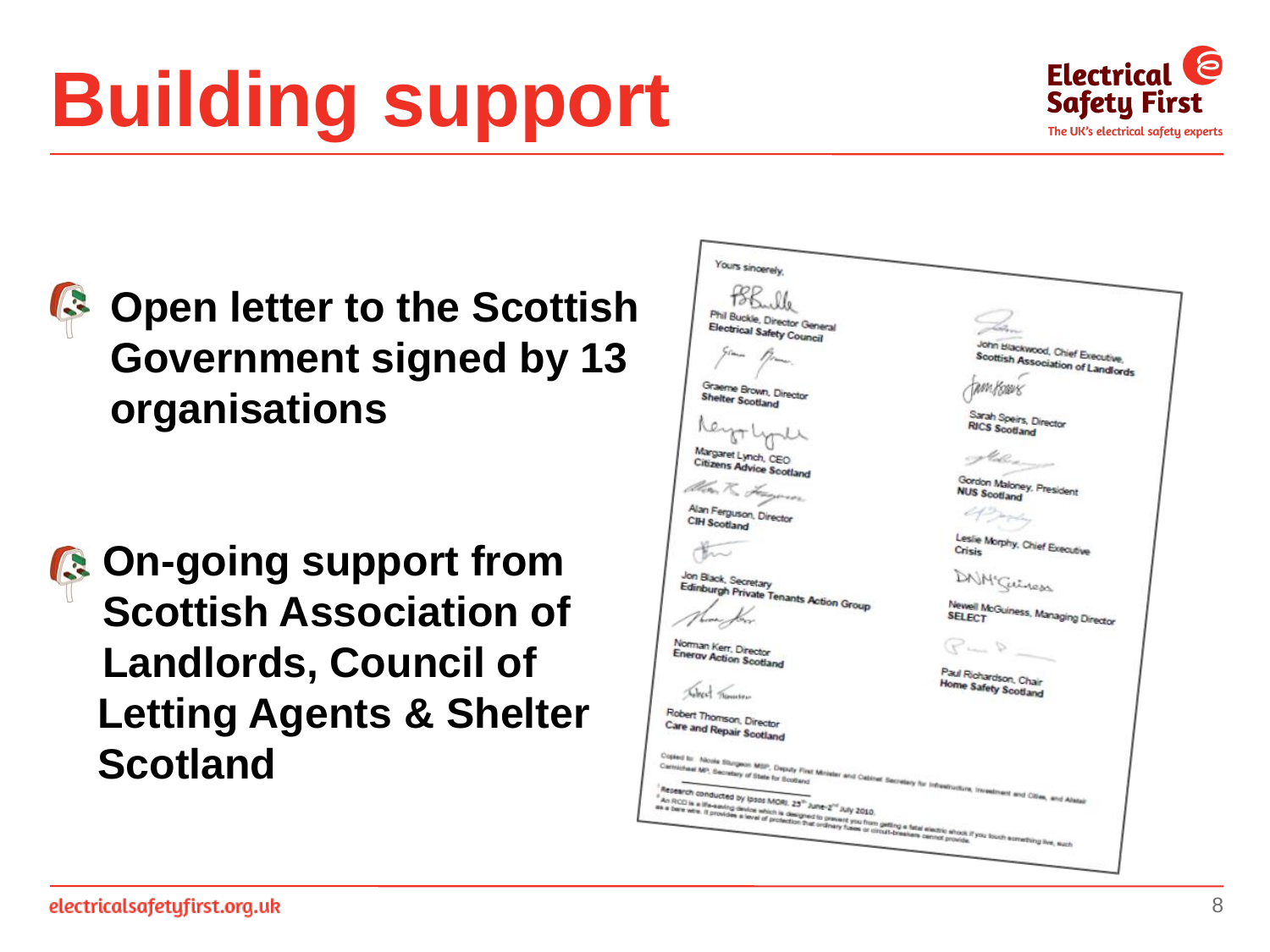# Building support

- **Open letter to the Scottish Government signed by 13 organisations**

- **On-going support from Scottish Association of Landlords, Council of Letting Agents & Shelter Scotland**

Yours sincerely,

Phil Buckle, Director General
**Electrical Safety Council**

Graeme Brown, Director
**Shelter Scotland**

Margaret Lynch, CEO
**Citizens Advice Scotland**

Alan Ferguson, Director
**CIH Scotland**

Jon Black, Secretary
**Edinburgh Private Tenants Action Group**

Norman Kerr, Director
**Energy Action Scotland**

Robert Thomson, Director
**Care and Repair Scotland**

John Blackwood, Chief Executive,
**Scottish Association of Landlords**

Sarah Speirs, Director
**RICS Scotland**

Gordon Maloney, President
**NUS Scotland**

Leslie Morphy, Chief Executive
**Crisis**

Newell McGuiness, Managing Director
**SELECT**

Paul Richardson, Chair
**Home Safety Scotland**

Copied to: Nicola Sturgeon MSP, Deputy First Minister and Cabinet Secretary for Infrastructure, Investment and Cities, and Alistair Carmichael MP, Secretary of State for Scotland

[1] Research conducted by Ipsos MORI, 25th June-2nd July 2010.

[2] An RCD is a life-saving device which is designed to prevent you from getting a fatal electric shock if you touch something live, such as a bare wire. It provides a level of protection that ordinary fuses or circuit-breakers cannot provide.

electricalsafetyfirst.org.uk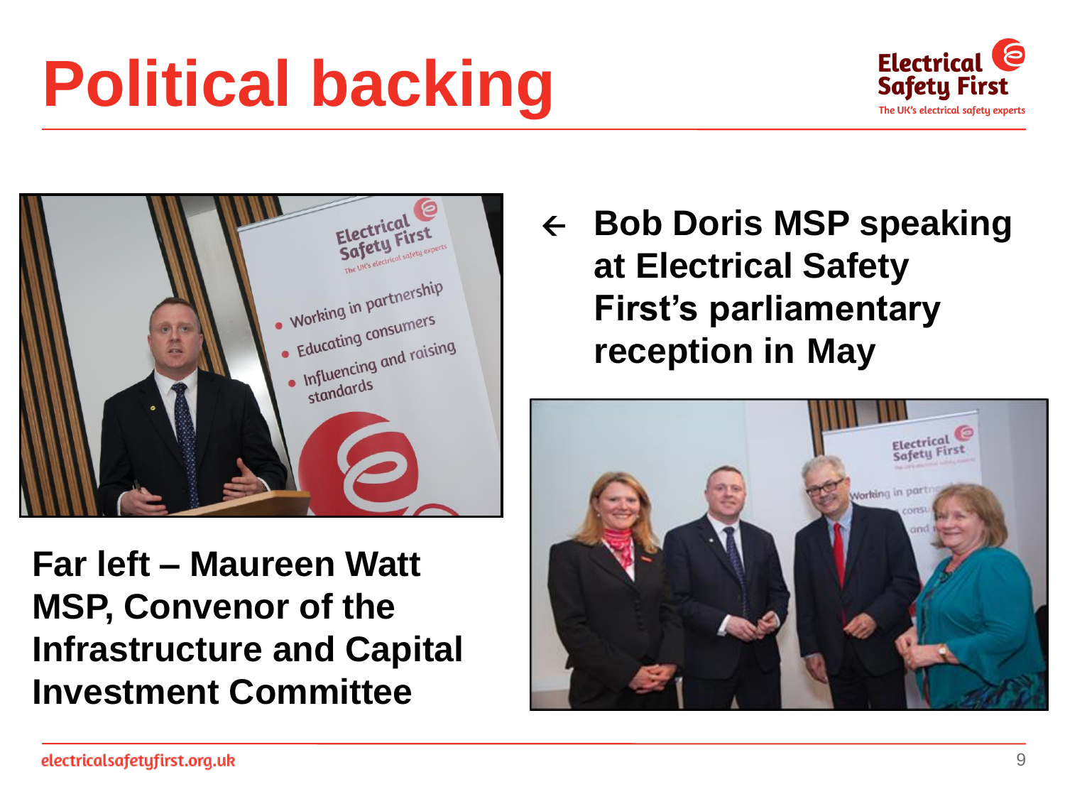# Political backing

← **Bob Doris MSP speaking at Electrical Safety First's parliamentary reception in May**

**Far left – Maureen Watt MSP, Convenor of the Infrastructure and Capital Investment Committee**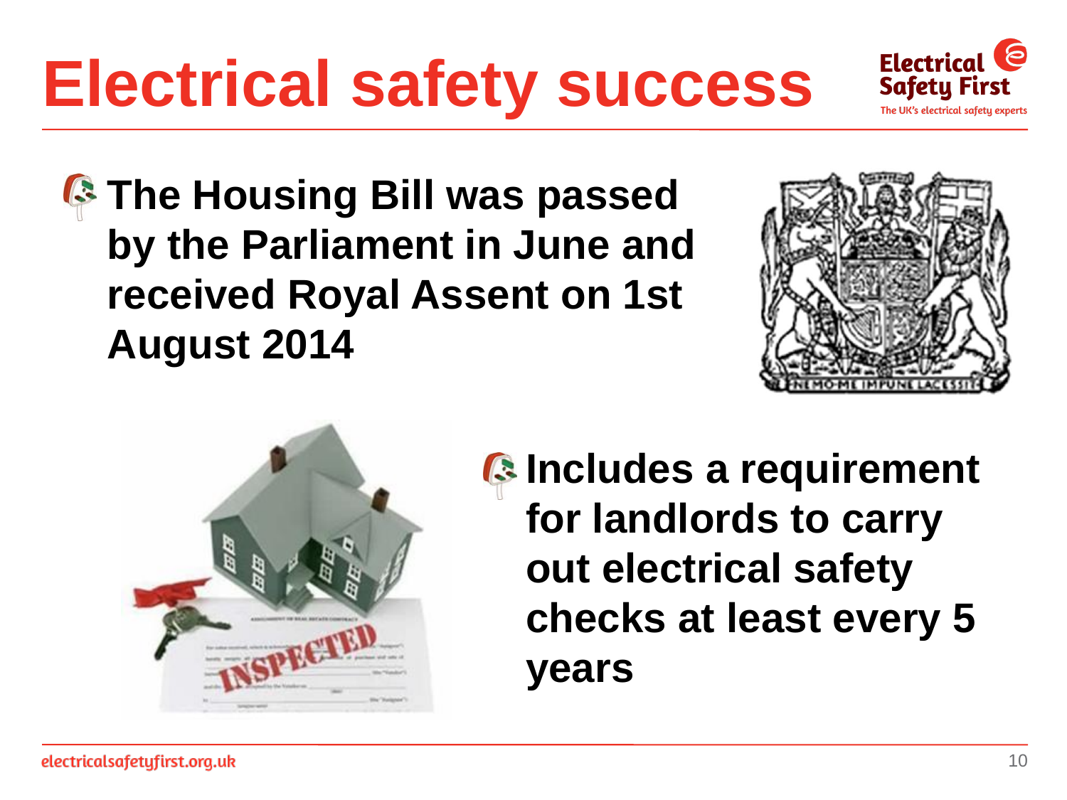# Electrical safety success

- The Housing Bill was passed by the Parliament in June and received Royal Assent on 1st August 2014

- Includes a requirement for landlords to carry out electrical safety checks at least every 5 years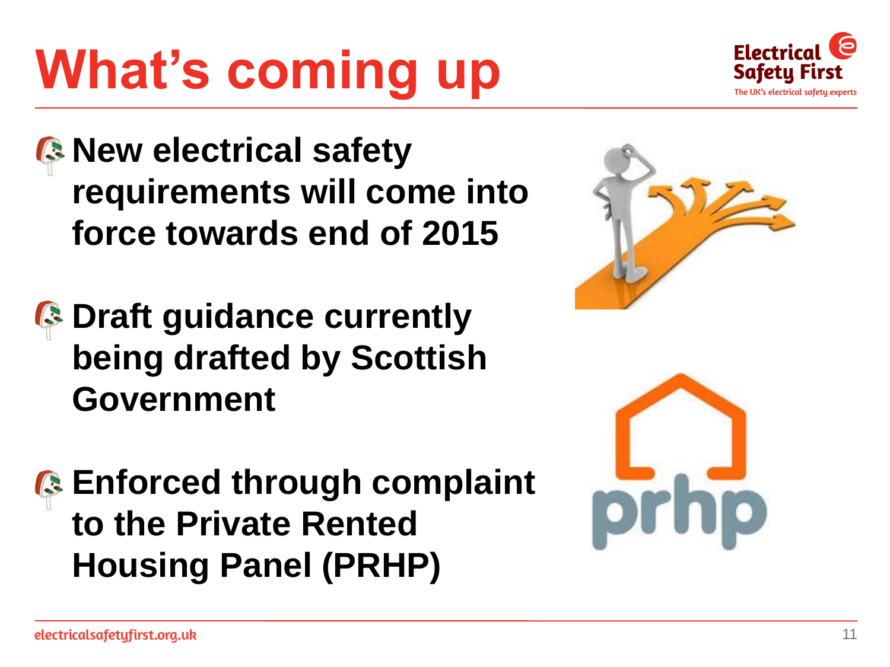# What's coming up

- **New electrical safety requirements will come into force towards end of 2015**
- **Draft guidance currently being drafted by Scottish Government**
- **Enforced through complaint to the Private Rented Housing Panel (PRHP)**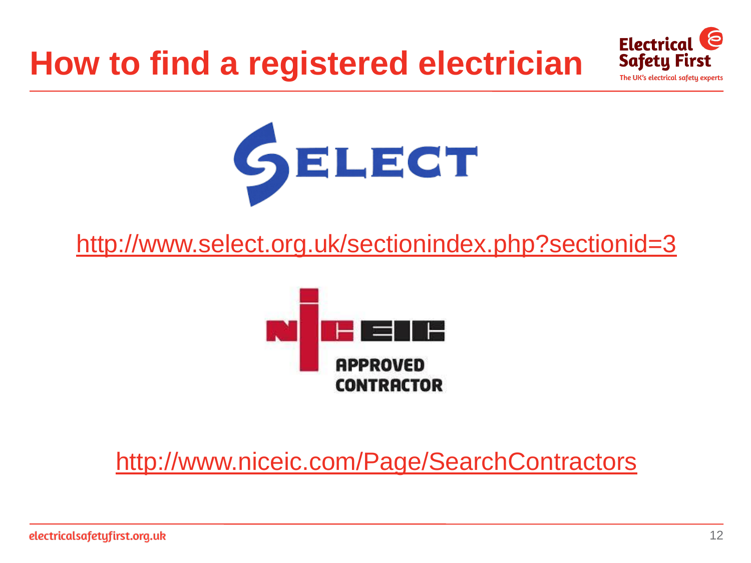# How to find a registered electrician

http://www.select.org.uk/sectionindex.php?sectionid=3

http://www.niceic.com/Page/SearchContractors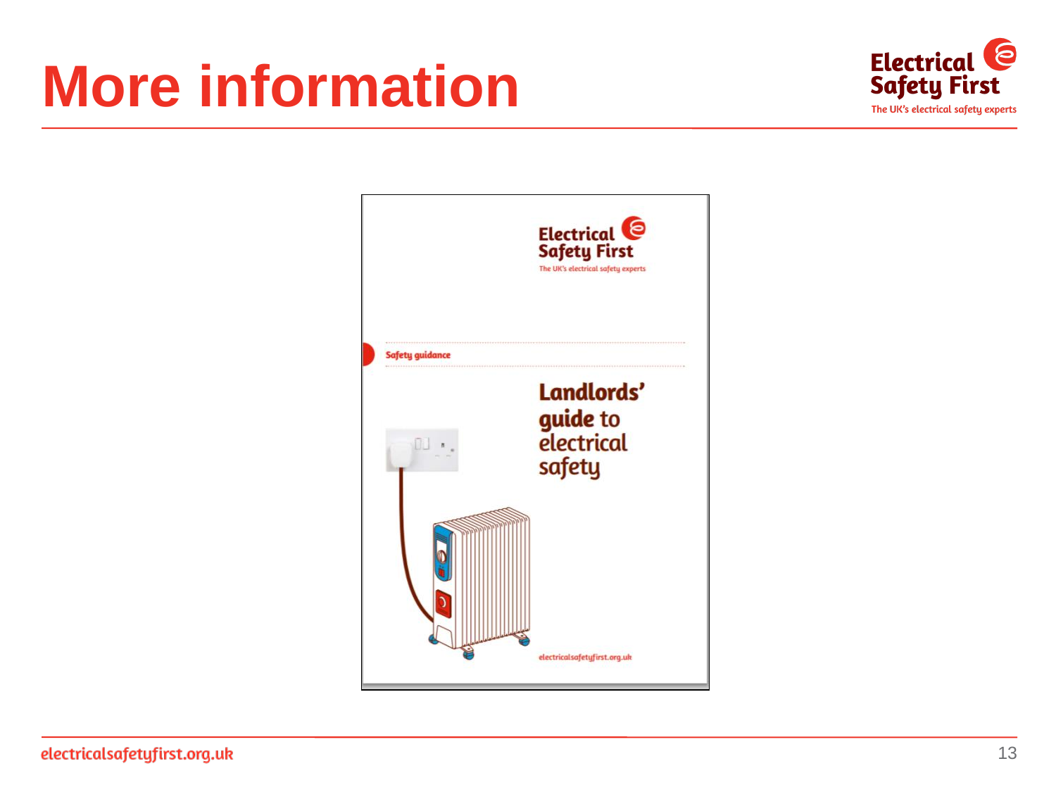# More information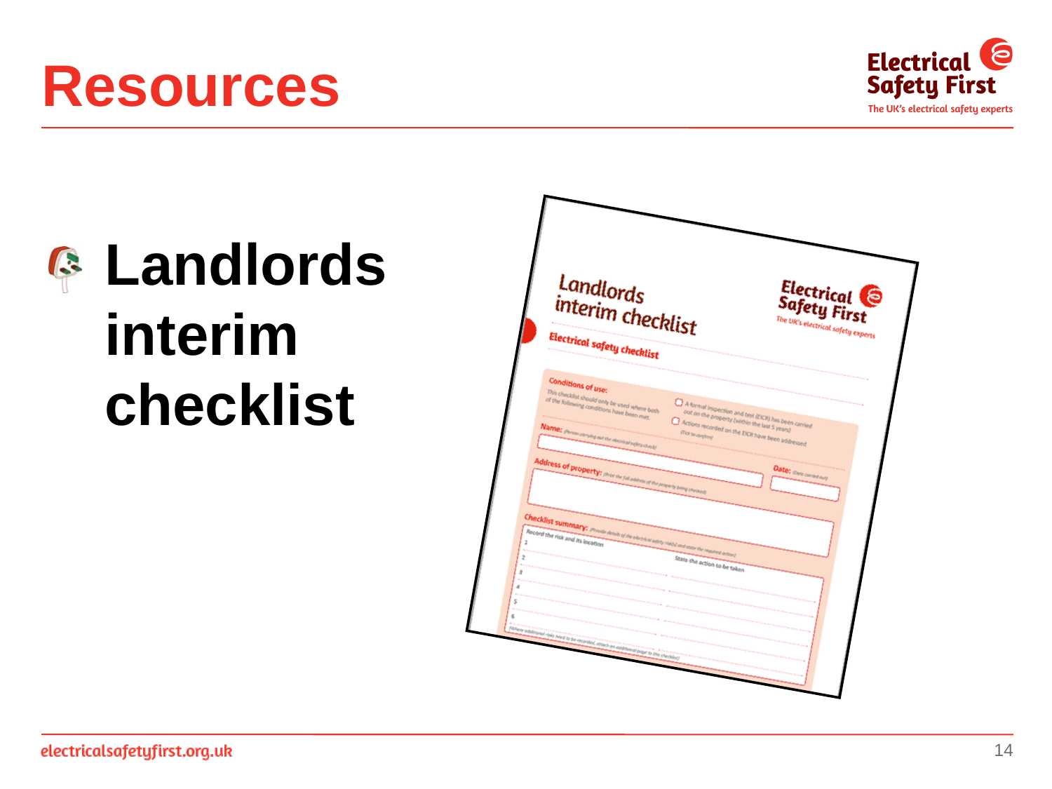# Resources

- **Landlords interim checklist**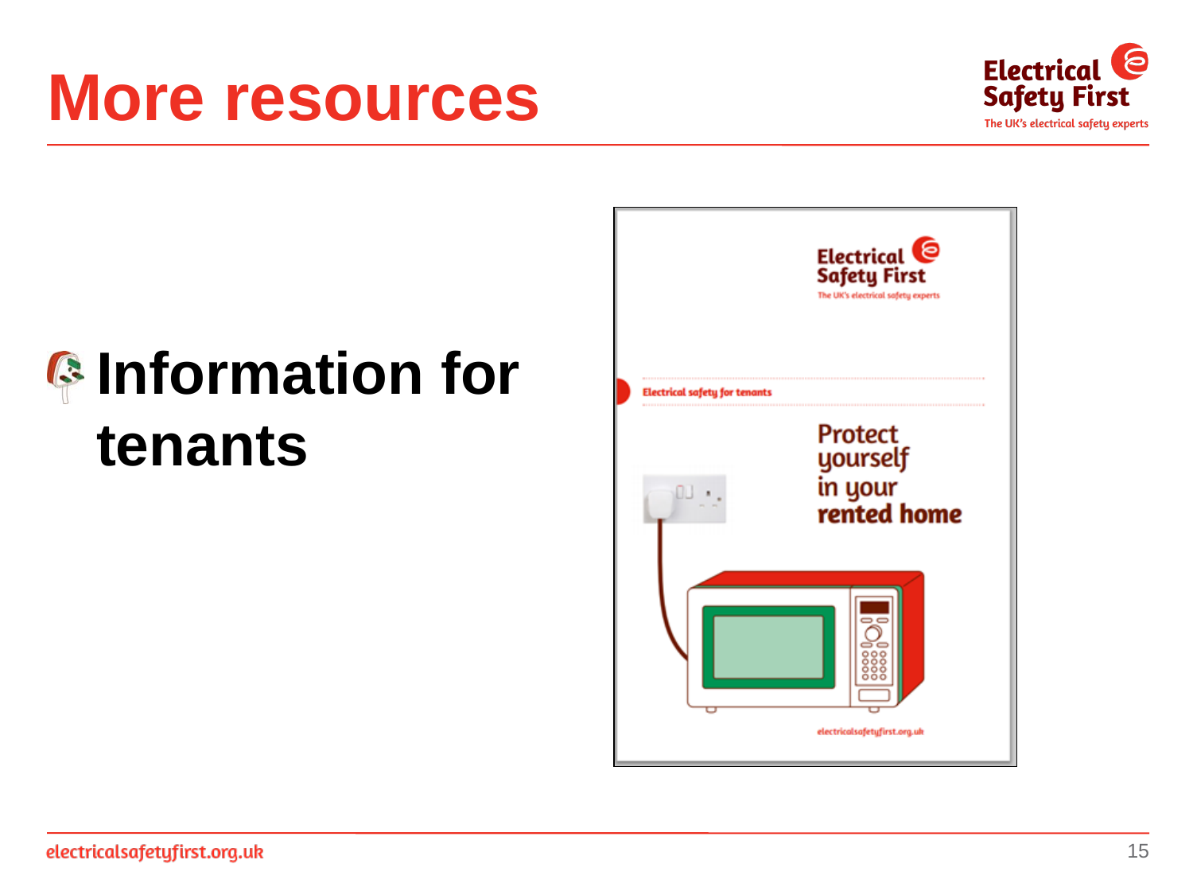# More resources

- **Information for tenants**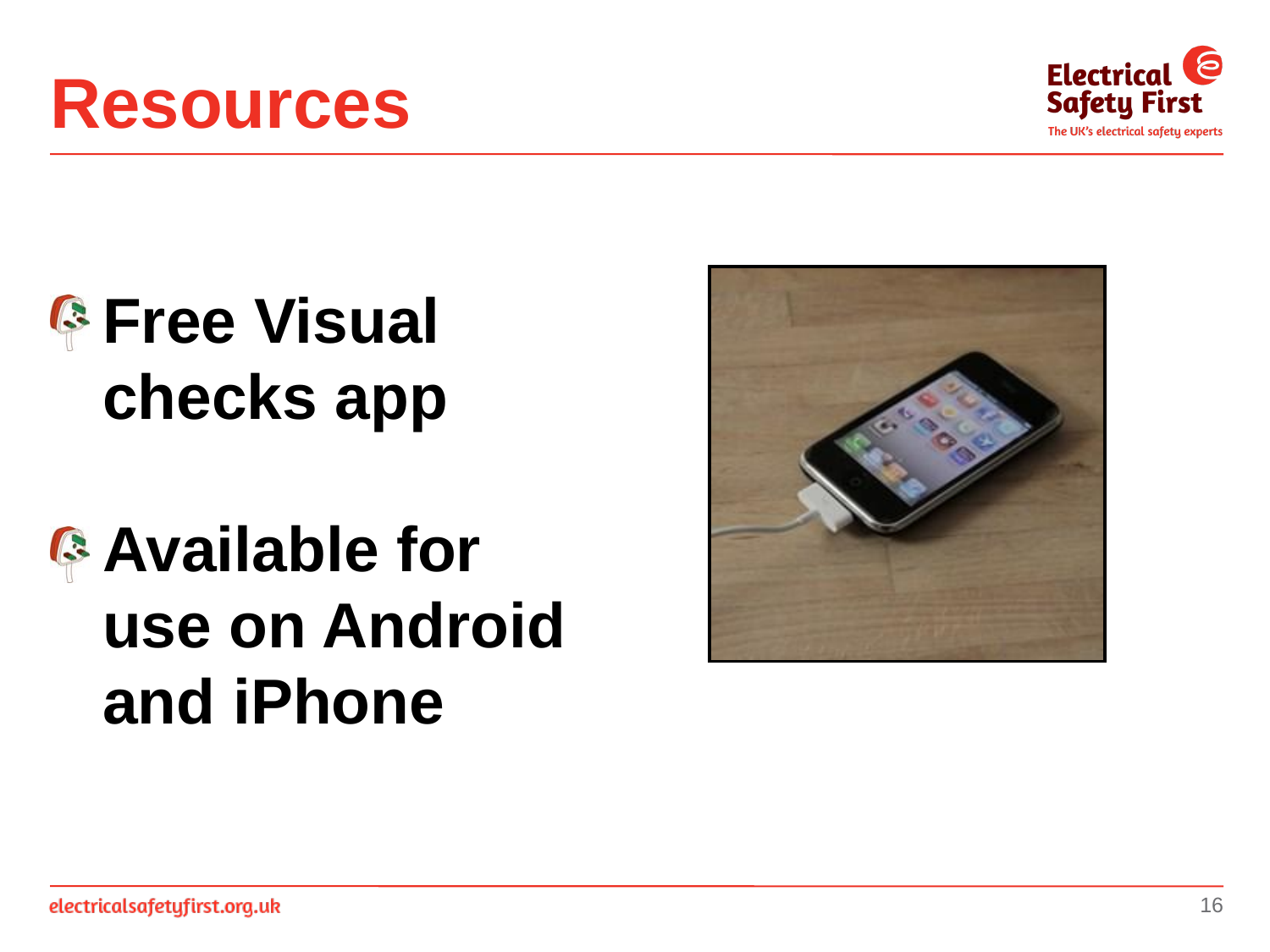# Resources

- **Free Visual checks app**
- **Available for use on Android and iPhone**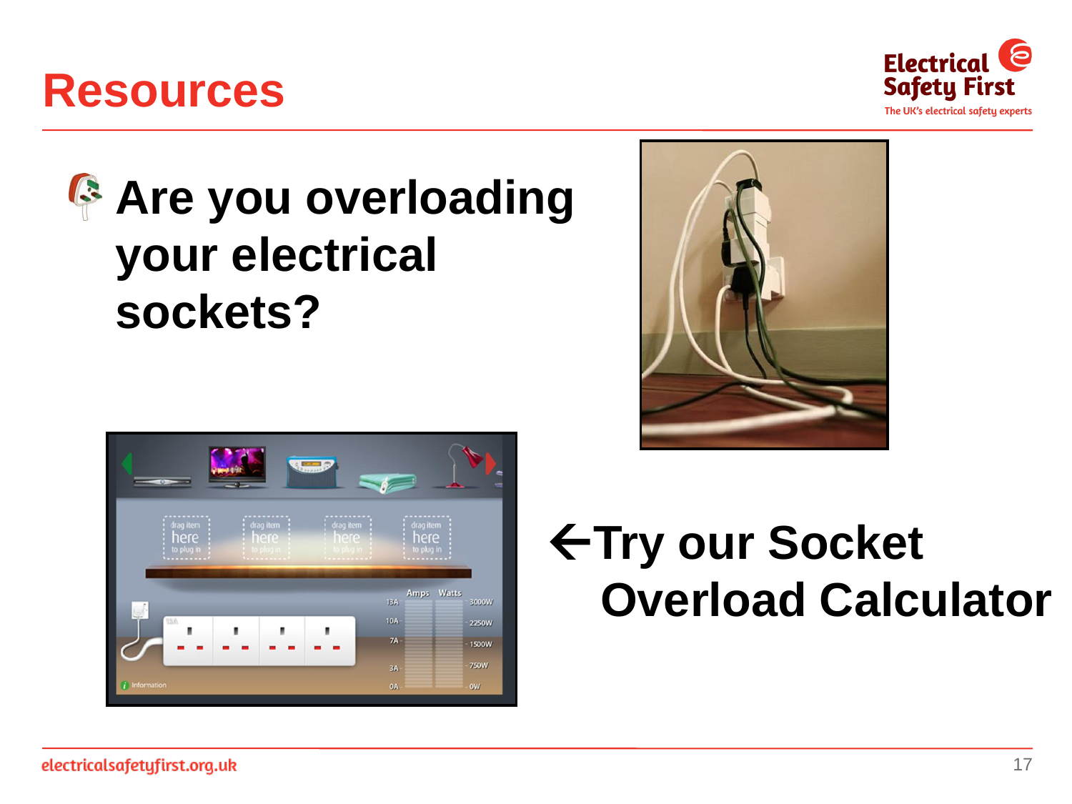# Resources

## Are you overloading your electrical sockets?

**←Try our Socket Overload Calculator**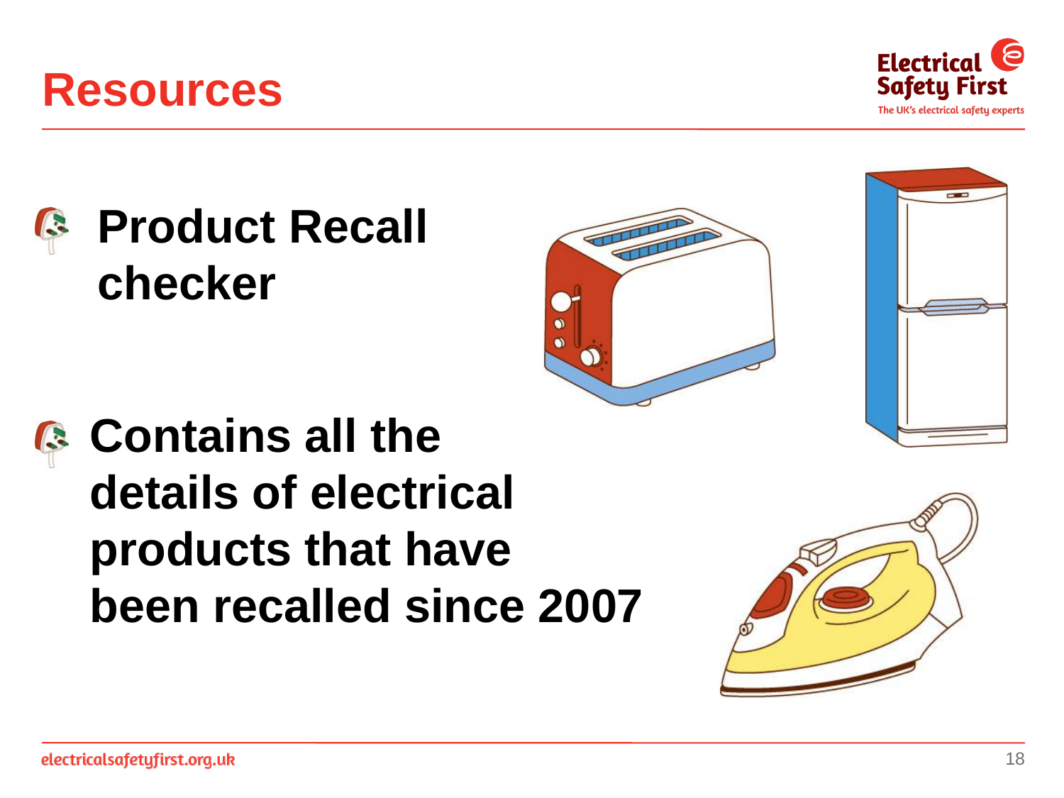# Resources

- **Product Recall checker**
- **Contains all the details of electrical products that have been recalled since 2007**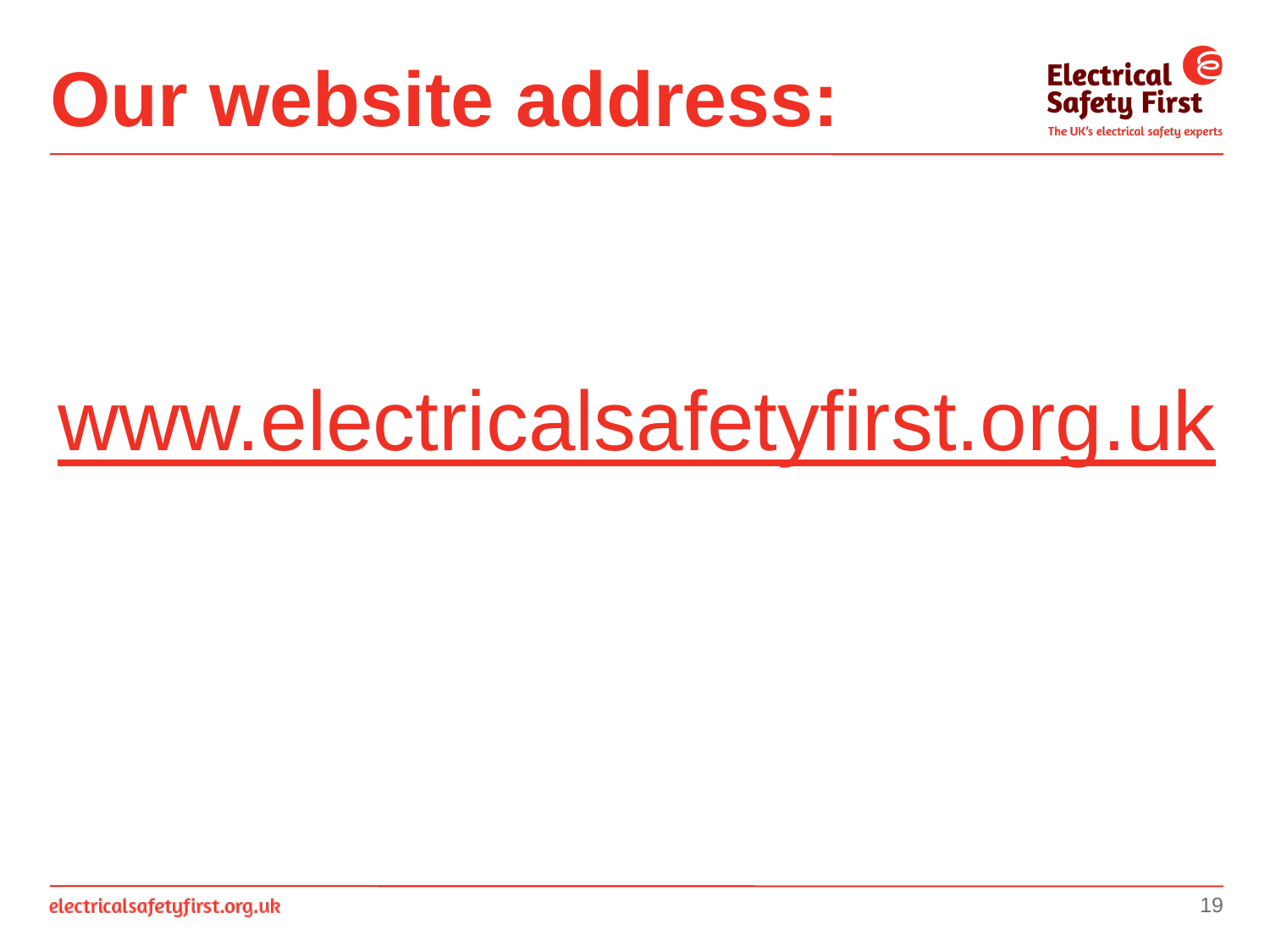# Our website address:

www.electricalsafetyfirst.org.uk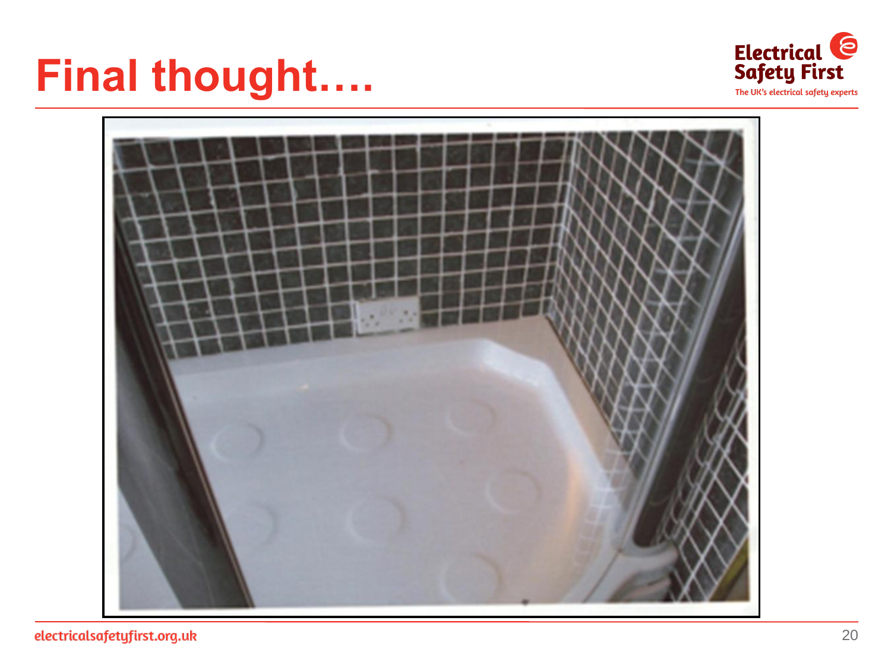# Final thought....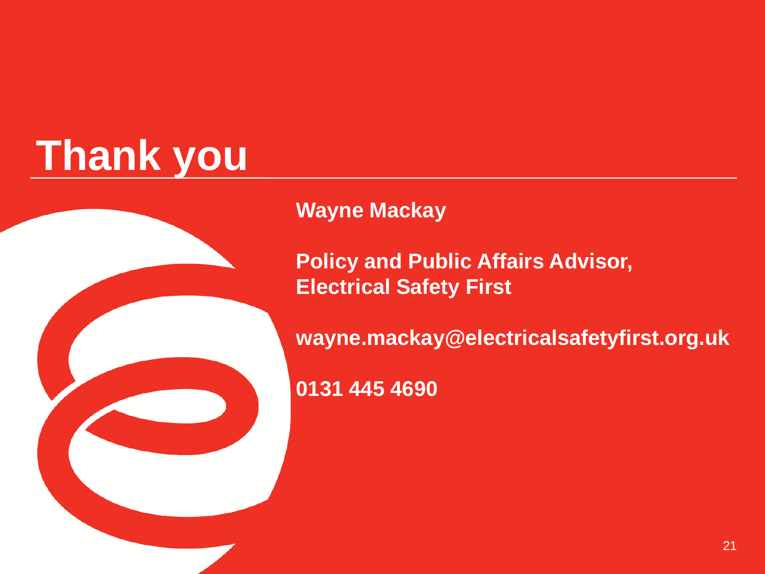# Thank you

**Wayne Mackay**

**Policy and Public Affairs Advisor,**
**Electrical Safety First**

**wayne.mackay@electricalsafetyfirst.org.uk**

**0131 445 4690**